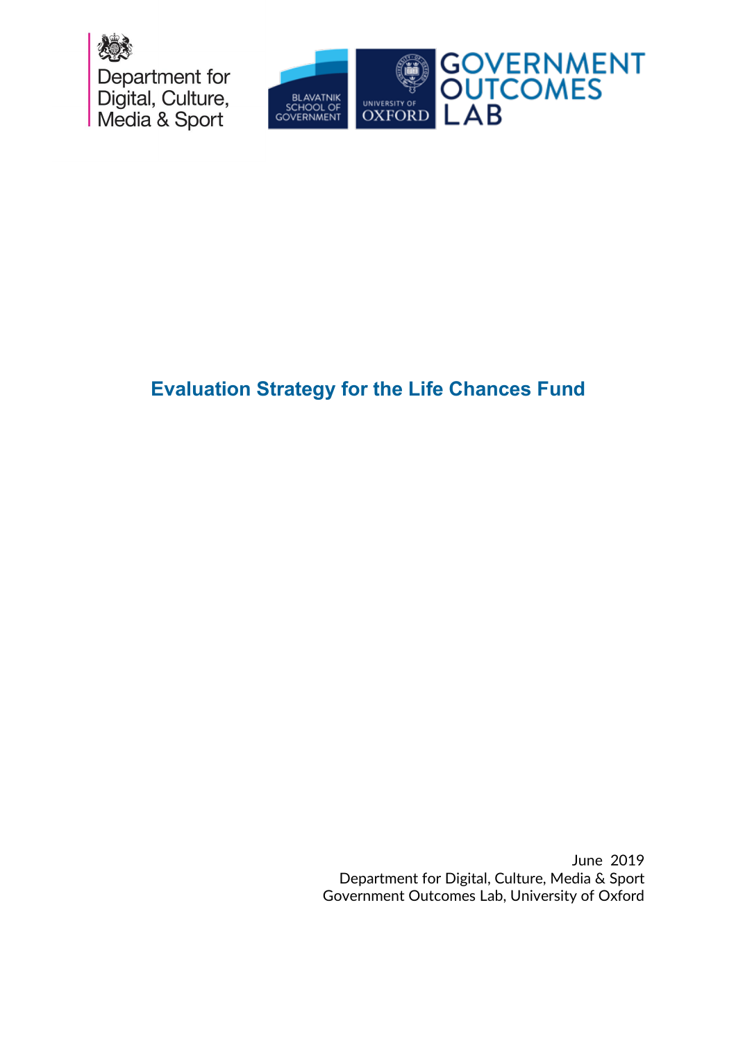Department for Digital, Culture, Media & Sport

BLAVATNIK SCHOOL OF GOVERNMENT

UNIVERSITY OF OXFORD

GOVERNMENT OUTCOMES LAB

# Evaluation Strategy for the Life Chances Fund

June 2019

Department for Digital, Culture, Media & Sport

Government Outcomes Lab, University of Oxford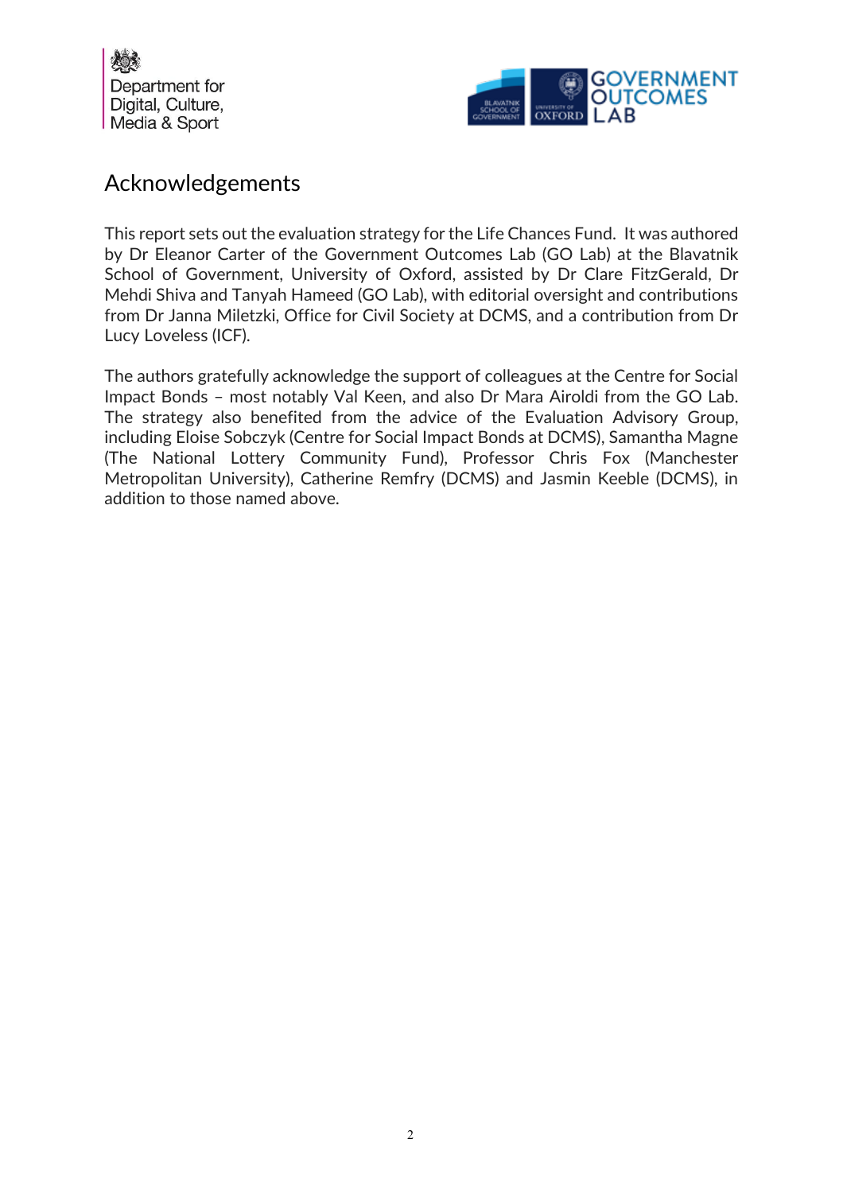## Acknowledgements

This report sets out the evaluation strategy for the Life Chances Fund. It was authored by Dr Eleanor Carter of the Government Outcomes Lab (GO Lab) at the Blavatnik School of Government, University of Oxford, assisted by Dr Clare FitzGerald, Dr Mehdi Shiva and Tanyah Hameed (GO Lab), with editorial oversight and contributions from Dr Janna Miletzki, Office for Civil Society at DCMS, and a contribution from Dr Lucy Loveless (ICF).

The authors gratefully acknowledge the support of colleagues at the Centre for Social Impact Bonds – most notably Val Keen, and also Dr Mara Airoldi from the GO Lab. The strategy also benefited from the advice of the Evaluation Advisory Group, including Eloise Sobczyk (Centre for Social Impact Bonds at DCMS), Samantha Magne (The National Lottery Community Fund), Professor Chris Fox (Manchester Metropolitan University), Catherine Remfry (DCMS) and Jasmin Keeble (DCMS), in addition to those named above.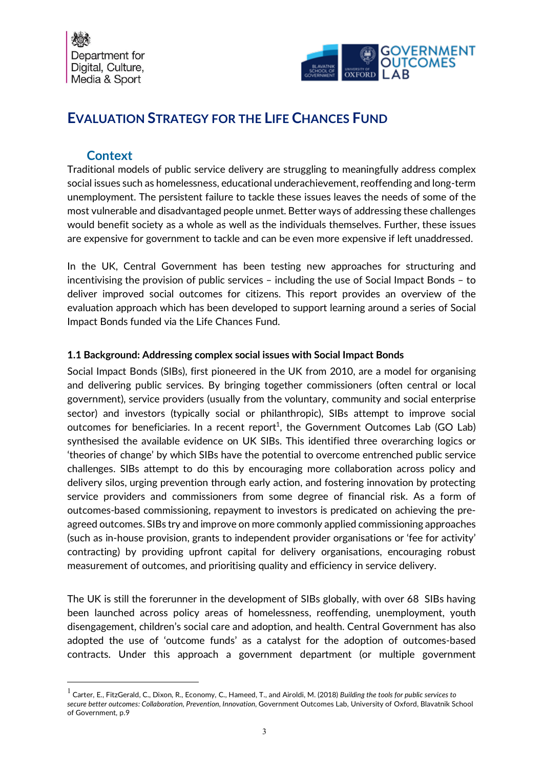# EVALUATION STRATEGY FOR THE LIFE CHANCES FUND

## Context

Traditional models of public service delivery are struggling to meaningfully address complex social issues such as homelessness, educational underachievement, reoffending and long-term unemployment. The persistent failure to tackle these issues leaves the needs of some of the most vulnerable and disadvantaged people unmet. Better ways of addressing these challenges would benefit society as a whole as well as the individuals themselves. Further, these issues are expensive for government to tackle and can be even more expensive if left unaddressed.

In the UK, Central Government has been testing new approaches for structuring and incentivising the provision of public services – including the use of Social Impact Bonds – to deliver improved social outcomes for citizens. This report provides an overview of the evaluation approach which has been developed to support learning around a series of Social Impact Bonds funded via the Life Chances Fund.

### 1.1 Background: Addressing complex social issues with Social Impact Bonds

Social Impact Bonds (SIBs), first pioneered in the UK from 2010, are a model for organising and delivering public services. By bringing together commissioners (often central or local government), service providers (usually from the voluntary, community and social enterprise sector) and investors (typically social or philanthropic), SIBs attempt to improve social outcomes for beneficiaries. In a recent report[1], the Government Outcomes Lab (GO Lab) synthesised the available evidence on UK SIBs. This identified three overarching logics or 'theories of change' by which SIBs have the potential to overcome entrenched public service challenges. SIBs attempt to do this by encouraging more collaboration across policy and delivery silos, urging prevention through early action, and fostering innovation by protecting service providers and commissioners from some degree of financial risk. As a form of outcomes-based commissioning, repayment to investors is predicated on achieving the pre-agreed outcomes. SIBs try and improve on more commonly applied commissioning approaches (such as in-house provision, grants to independent provider organisations or 'fee for activity' contracting) by providing upfront capital for delivery organisations, encouraging robust measurement of outcomes, and prioritising quality and efficiency in service delivery.

The UK is still the forerunner in the development of SIBs globally, with over 68 SIBs having been launched across policy areas of homelessness, reoffending, unemployment, youth disengagement, children's social care and adoption, and health. Central Government has also adopted the use of 'outcome funds' as a catalyst for the adoption of outcomes-based contracts. Under this approach a government department (or multiple government

---

[1] Carter, E., FitzGerald, C., Dixon, R., Economy, C., Hameed, T., and Airoldi, M. (2018) *Building the tools for public services to secure better outcomes: Collaboration, Prevention, Innovation*, Government Outcomes Lab, University of Oxford, Blavatnik School of Government, p.9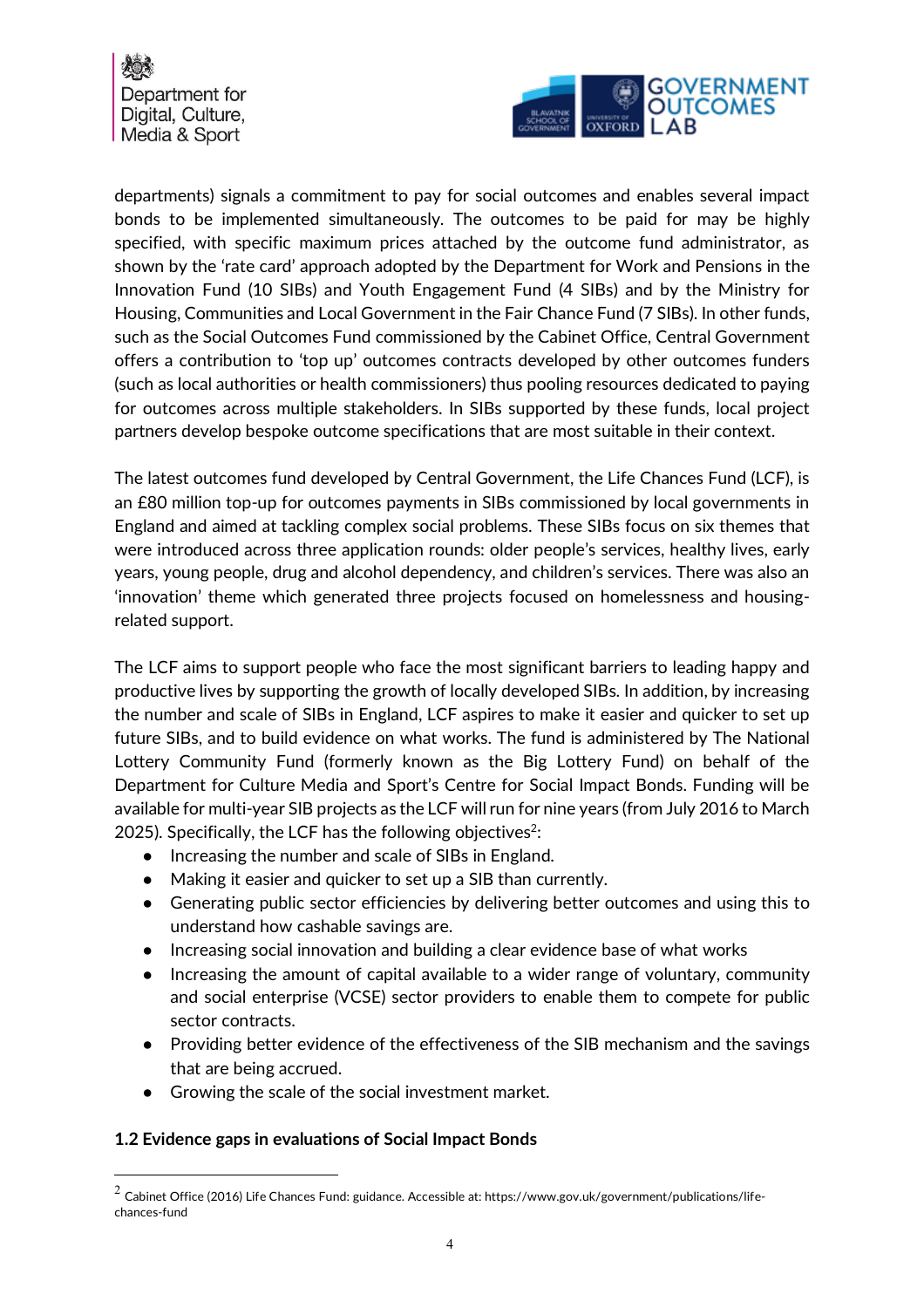departments) signals a commitment to pay for social outcomes and enables several impact bonds to be implemented simultaneously. The outcomes to be paid for may be highly specified, with specific maximum prices attached by the outcome fund administrator, as shown by the 'rate card' approach adopted by the Department for Work and Pensions in the Innovation Fund (10 SIBs) and Youth Engagement Fund (4 SIBs) and by the Ministry for Housing, Communities and Local Government in the Fair Chance Fund (7 SIBs). In other funds, such as the Social Outcomes Fund commissioned by the Cabinet Office, Central Government offers a contribution to 'top up' outcomes contracts developed by other outcomes funders (such as local authorities or health commissioners) thus pooling resources dedicated to paying for outcomes across multiple stakeholders. In SIBs supported by these funds, local project partners develop bespoke outcome specifications that are most suitable in their context.

The latest outcomes fund developed by Central Government, the Life Chances Fund (LCF), is an £80 million top-up for outcomes payments in SIBs commissioned by local governments in England and aimed at tackling complex social problems. These SIBs focus on six themes that were introduced across three application rounds: older people's services, healthy lives, early years, young people, drug and alcohol dependency, and children's services. There was also an 'innovation' theme which generated three projects focused on homelessness and housing-related support.

The LCF aims to support people who face the most significant barriers to leading happy and productive lives by supporting the growth of locally developed SIBs. In addition, by increasing the number and scale of SIBs in England, LCF aspires to make it easier and quicker to set up future SIBs, and to build evidence on what works. The fund is administered by The National Lottery Community Fund (formerly known as the Big Lottery Fund) on behalf of the Department for Culture Media and Sport's Centre for Social Impact Bonds. Funding will be available for multi-year SIB projects as the LCF will run for nine years (from July 2016 to March 2025). Specifically, the LCF has the following objectives[2]:

- Increasing the number and scale of SIBs in England.
- Making it easier and quicker to set up a SIB than currently.
- Generating public sector efficiencies by delivering better outcomes and using this to understand how cashable savings are.
- Increasing social innovation and building a clear evidence base of what works
- Increasing the amount of capital available to a wider range of voluntary, community and social enterprise (VCSE) sector providers to enable them to compete for public sector contracts.
- Providing better evidence of the effectiveness of the SIB mechanism and the savings that are being accrued.
- Growing the scale of the social investment market.

### 1.2 Evidence gaps in evaluations of Social Impact Bonds

[2] Cabinet Office (2016) Life Chances Fund: guidance. Accessible at: https://www.gov.uk/government/publications/life-chances-fund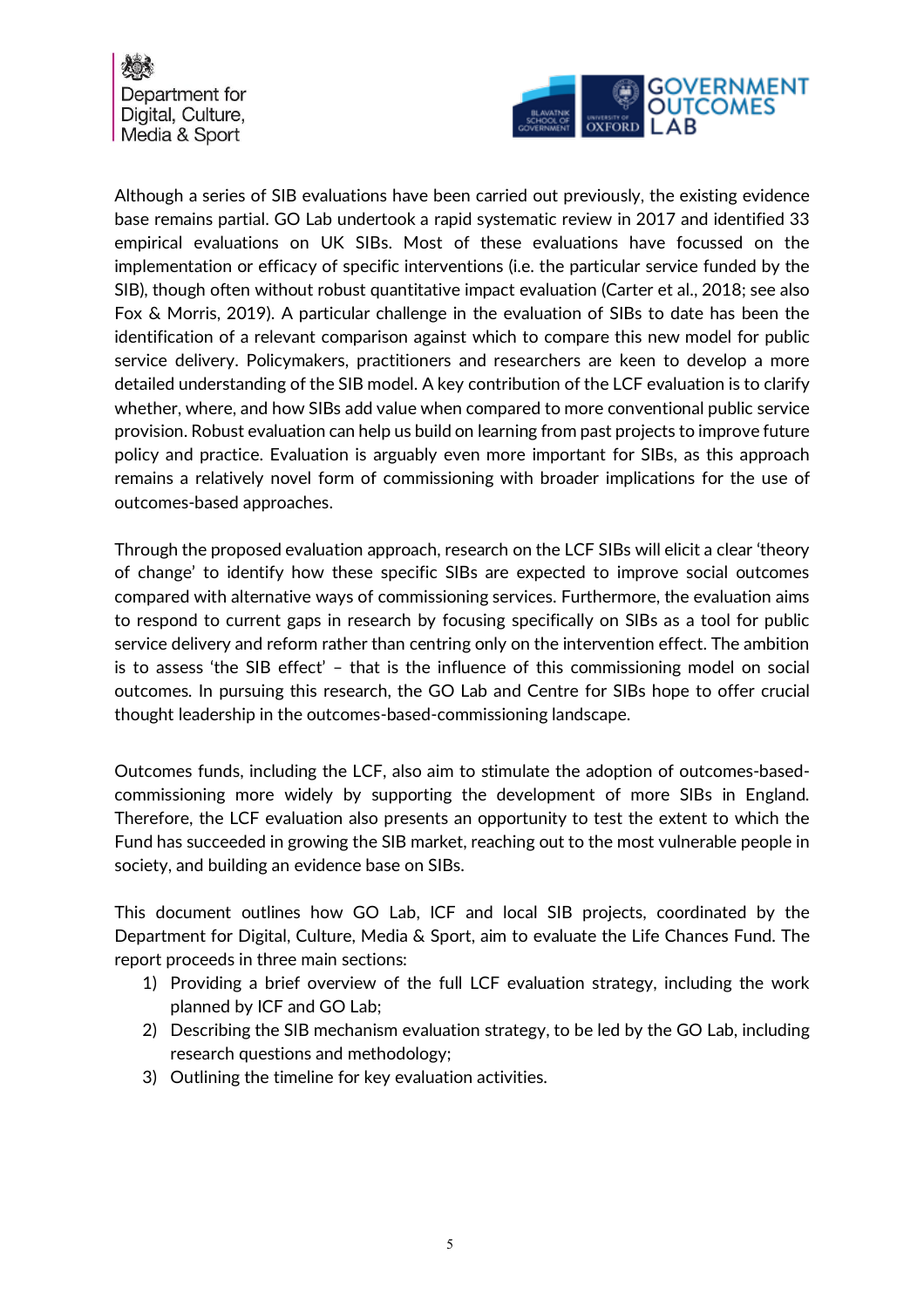Although a series of SIB evaluations have been carried out previously, the existing evidence base remains partial. GO Lab undertook a rapid systematic review in 2017 and identified 33 empirical evaluations on UK SIBs. Most of these evaluations have focussed on the implementation or efficacy of specific interventions (i.e. the particular service funded by the SIB), though often without robust quantitative impact evaluation (Carter et al., 2018; see also Fox & Morris, 2019). A particular challenge in the evaluation of SIBs to date has been the identification of a relevant comparison against which to compare this new model for public service delivery. Policymakers, practitioners and researchers are keen to develop a more detailed understanding of the SIB model. A key contribution of the LCF evaluation is to clarify whether, where, and how SIBs add value when compared to more conventional public service provision. Robust evaluation can help us build on learning from past projects to improve future policy and practice. Evaluation is arguably even more important for SIBs, as this approach remains a relatively novel form of commissioning with broader implications for the use of outcomes-based approaches.

Through the proposed evaluation approach, research on the LCF SIBs will elicit a clear 'theory of change' to identify how these specific SIBs are expected to improve social outcomes compared with alternative ways of commissioning services. Furthermore, the evaluation aims to respond to current gaps in research by focusing specifically on SIBs as a tool for public service delivery and reform rather than centring only on the intervention effect. The ambition is to assess 'the SIB effect' – that is the influence of this commissioning model on social outcomes. In pursuing this research, the GO Lab and Centre for SIBs hope to offer crucial thought leadership in the outcomes-based-commissioning landscape.

Outcomes funds, including the LCF, also aim to stimulate the adoption of outcomes-based-commissioning more widely by supporting the development of more SIBs in England. Therefore, the LCF evaluation also presents an opportunity to test the extent to which the Fund has succeeded in growing the SIB market, reaching out to the most vulnerable people in society, and building an evidence base on SIBs.

This document outlines how GO Lab, ICF and local SIB projects, coordinated by the Department for Digital, Culture, Media & Sport, aim to evaluate the Life Chances Fund. The report proceeds in three main sections:

1) Providing a brief overview of the full LCF evaluation strategy, including the work planned by ICF and GO Lab;
2) Describing the SIB mechanism evaluation strategy, to be led by the GO Lab, including research questions and methodology;
3) Outlining the timeline for key evaluation activities.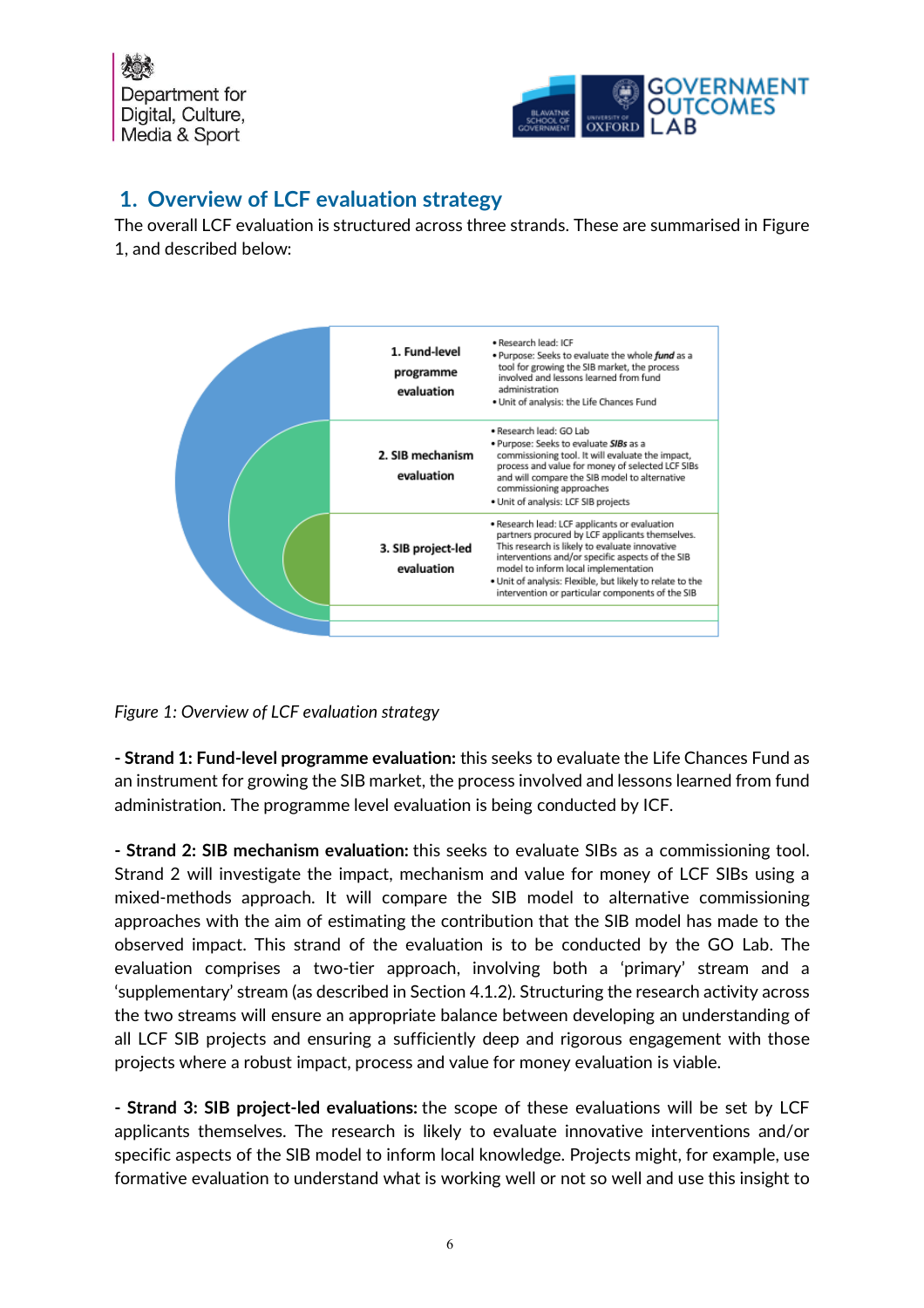## 1. Overview of LCF evaluation strategy

The overall LCF evaluation is structured across three strands. These are summarised in Figure 1, and described below:

| Strand | Description |
| --- | --- |
| 1. Fund-level programme evaluation | • Research lead: ICF<br>• Purpose: Seeks to evaluate the whole ***fund*** as a tool for growing the SIB market, the process involved and lessons learned from fund administration<br>• Unit of analysis: the Life Chances Fund |
| 2. SIB mechanism evaluation | • Research lead: GO Lab<br>• Purpose: Seeks to evaluate ***SIBs*** as a commissioning tool. It will evaluate the impact, process and value for money of selected LCF SIBs and will compare the SIB model to alternative commissioning approaches<br>• Unit of analysis: LCF SIB projects |
| 3. SIB project-led evaluation | • Research lead: LCF applicants or evaluation partners procured by LCF applicants themselves. This research is likely to evaluate innovative interventions and/or specific aspects of the SIB model to inform local implementation<br>• Unit of analysis: Flexible, but likely to relate to the intervention or particular components of the SIB |

*Figure 1: Overview of LCF evaluation strategy*

**- Strand 1: Fund-level programme evaluation:** this seeks to evaluate the Life Chances Fund as an instrument for growing the SIB market, the process involved and lessons learned from fund administration. The programme level evaluation is being conducted by ICF.

**- Strand 2: SIB mechanism evaluation:** this seeks to evaluate SIBs as a commissioning tool. Strand 2 will investigate the impact, mechanism and value for money of LCF SIBs using a mixed-methods approach. It will compare the SIB model to alternative commissioning approaches with the aim of estimating the contribution that the SIB model has made to the observed impact. This strand of the evaluation is to be conducted by the GO Lab. The evaluation comprises a two-tier approach, involving both a 'primary' stream and a 'supplementary' stream (as described in Section 4.1.2). Structuring the research activity across the two streams will ensure an appropriate balance between developing an understanding of all LCF SIB projects and ensuring a sufficiently deep and rigorous engagement with those projects where a robust impact, process and value for money evaluation is viable.

**- Strand 3: SIB project-led evaluations:** the scope of these evaluations will be set by LCF applicants themselves. The research is likely to evaluate innovative interventions and/or specific aspects of the SIB model to inform local knowledge. Projects might, for example, use formative evaluation to understand what is working well or not so well and use this insight to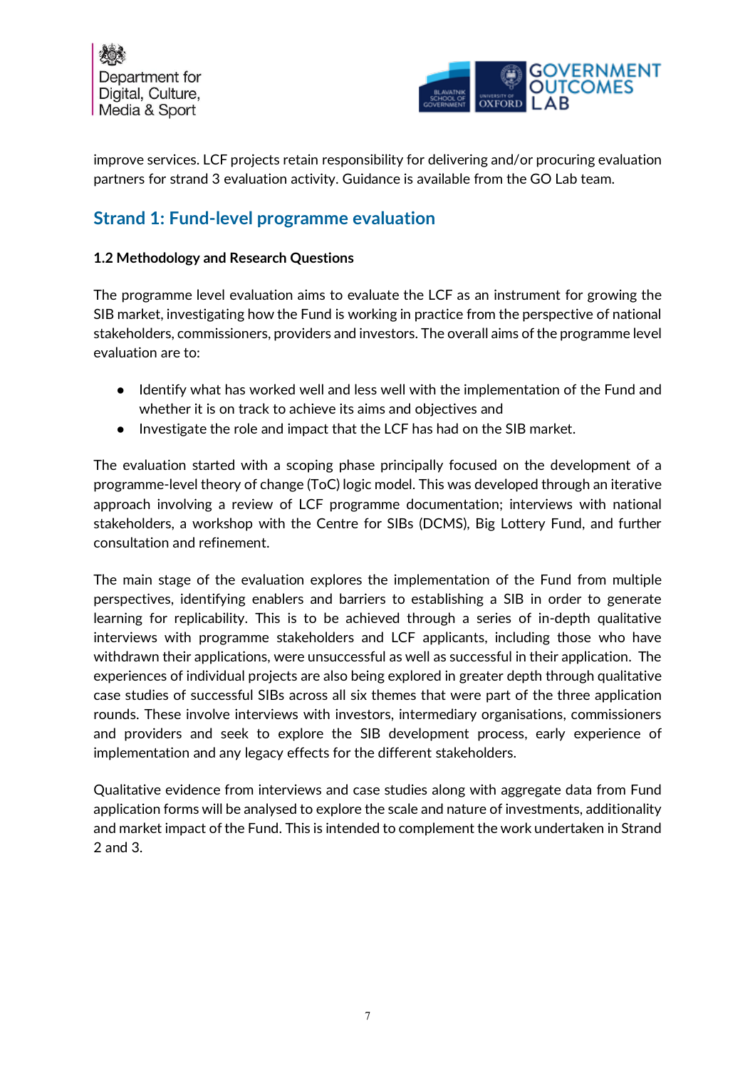improve services. LCF projects retain responsibility for delivering and/or procuring evaluation partners for strand 3 evaluation activity. Guidance is available from the GO Lab team.

## Strand 1: Fund-level programme evaluation

### 1.2 Methodology and Research Questions

The programme level evaluation aims to evaluate the LCF as an instrument for growing the SIB market, investigating how the Fund is working in practice from the perspective of national stakeholders, commissioners, providers and investors. The overall aims of the programme level evaluation are to:

- Identify what has worked well and less well with the implementation of the Fund and whether it is on track to achieve its aims and objectives and
- Investigate the role and impact that the LCF has had on the SIB market.

The evaluation started with a scoping phase principally focused on the development of a programme-level theory of change (ToC) logic model. This was developed through an iterative approach involving a review of LCF programme documentation; interviews with national stakeholders, a workshop with the Centre for SIBs (DCMS), Big Lottery Fund, and further consultation and refinement.

The main stage of the evaluation explores the implementation of the Fund from multiple perspectives, identifying enablers and barriers to establishing a SIB in order to generate learning for replicability. This is to be achieved through a series of in-depth qualitative interviews with programme stakeholders and LCF applicants, including those who have withdrawn their applications, were unsuccessful as well as successful in their application. The experiences of individual projects are also being explored in greater depth through qualitative case studies of successful SIBs across all six themes that were part of the three application rounds. These involve interviews with investors, intermediary organisations, commissioners and providers and seek to explore the SIB development process, early experience of implementation and any legacy effects for the different stakeholders.

Qualitative evidence from interviews and case studies along with aggregate data from Fund application forms will be analysed to explore the scale and nature of investments, additionality and market impact of the Fund. This is intended to complement the work undertaken in Strand 2 and 3.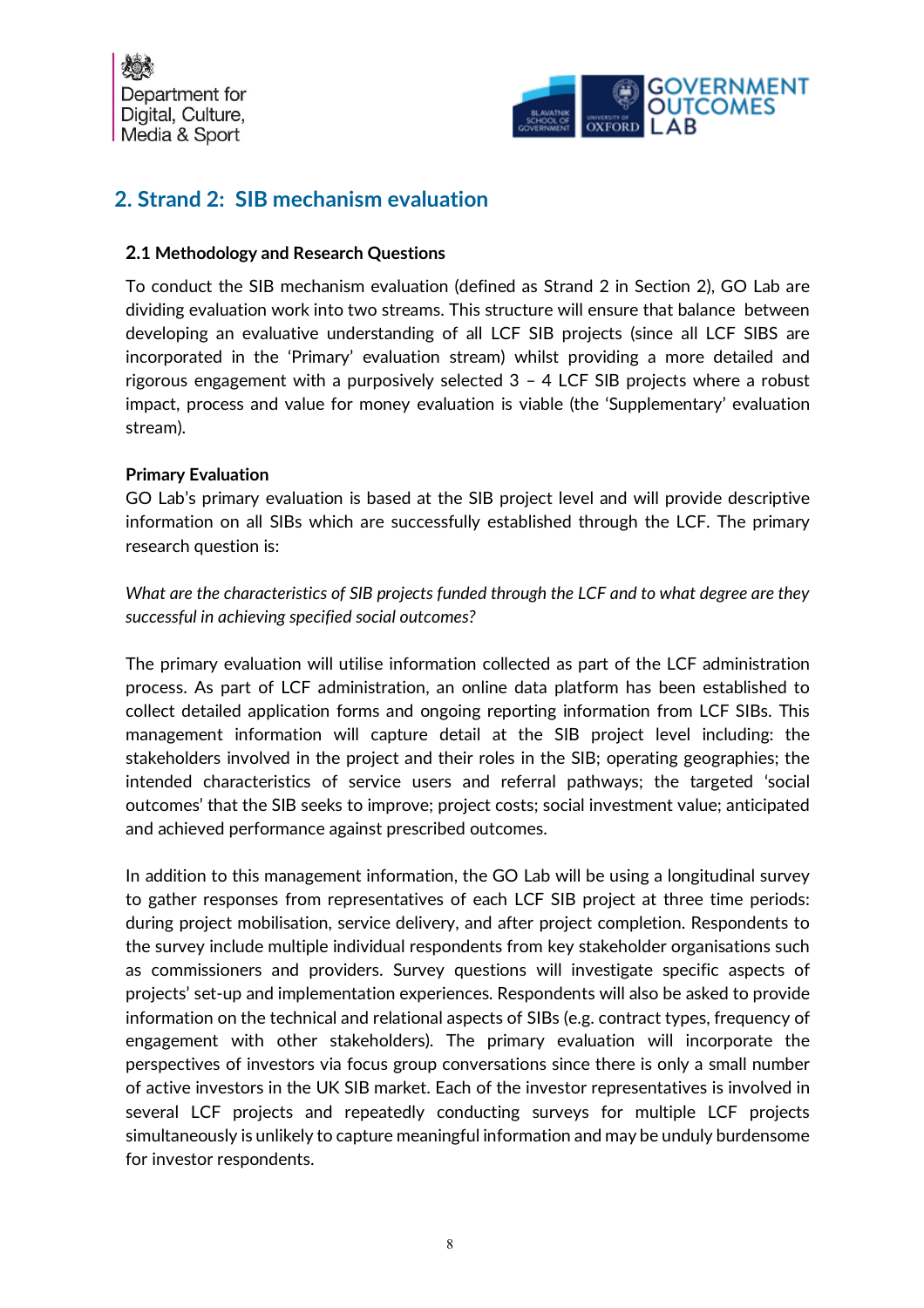## 2. Strand 2: SIB mechanism evaluation

### 2.1 Methodology and Research Questions

To conduct the SIB mechanism evaluation (defined as Strand 2 in Section 2), GO Lab are dividing evaluation work into two streams. This structure will ensure that balance between developing an evaluative understanding of all LCF SIB projects (since all LCF SIBS are incorporated in the 'Primary' evaluation stream) whilst providing a more detailed and rigorous engagement with a purposively selected 3 – 4 LCF SIB projects where a robust impact, process and value for money evaluation is viable (the 'Supplementary' evaluation stream).

**Primary Evaluation**

GO Lab's primary evaluation is based at the SIB project level and will provide descriptive information on all SIBs which are successfully established through the LCF. The primary research question is:

*What are the characteristics of SIB projects funded through the LCF and to what degree are they successful in achieving specified social outcomes?*

The primary evaluation will utilise information collected as part of the LCF administration process. As part of LCF administration, an online data platform has been established to collect detailed application forms and ongoing reporting information from LCF SIBs. This management information will capture detail at the SIB project level including: the stakeholders involved in the project and their roles in the SIB; operating geographies; the intended characteristics of service users and referral pathways; the targeted 'social outcomes' that the SIB seeks to improve; project costs; social investment value; anticipated and achieved performance against prescribed outcomes.

In addition to this management information, the GO Lab will be using a longitudinal survey to gather responses from representatives of each LCF SIB project at three time periods: during project mobilisation, service delivery, and after project completion. Respondents to the survey include multiple individual respondents from key stakeholder organisations such as commissioners and providers. Survey questions will investigate specific aspects of projects' set-up and implementation experiences. Respondents will also be asked to provide information on the technical and relational aspects of SIBs (e.g. contract types, frequency of engagement with other stakeholders). The primary evaluation will incorporate the perspectives of investors via focus group conversations since there is only a small number of active investors in the UK SIB market. Each of the investor representatives is involved in several LCF projects and repeatedly conducting surveys for multiple LCF projects simultaneously is unlikely to capture meaningful information and may be unduly burdensome for investor respondents.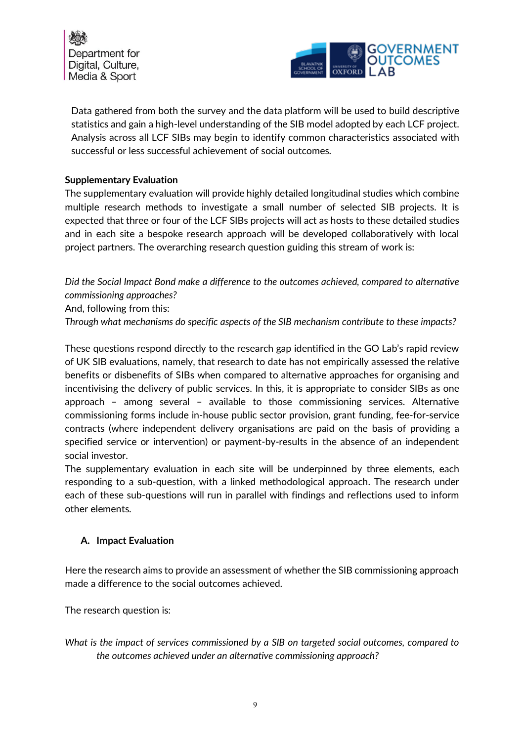Data gathered from both the survey and the data platform will be used to build descriptive statistics and gain a high-level understanding of the SIB model adopted by each LCF project. Analysis across all LCF SIBs may begin to identify common characteristics associated with successful or less successful achievement of social outcomes.

**Supplementary Evaluation**

The supplementary evaluation will provide highly detailed longitudinal studies which combine multiple research methods to investigate a small number of selected SIB projects. It is expected that three or four of the LCF SIBs projects will act as hosts to these detailed studies and in each site a bespoke research approach will be developed collaboratively with local project partners. The overarching research question guiding this stream of work is:

*Did the Social Impact Bond make a difference to the outcomes achieved, compared to alternative commissioning approaches?*

And, following from this:

*Through what mechanisms do specific aspects of the SIB mechanism contribute to these impacts?*

These questions respond directly to the research gap identified in the GO Lab's rapid review of UK SIB evaluations, namely, that research to date has not empirically assessed the relative benefits or disbenefits of SIBs when compared to alternative approaches for organising and incentivising the delivery of public services. In this, it is appropriate to consider SIBs as one approach – among several – available to those commissioning services. Alternative commissioning forms include in-house public sector provision, grant funding, fee-for-service contracts (where independent delivery organisations are paid on the basis of providing a specified service or intervention) or payment-by-results in the absence of an independent social investor.

The supplementary evaluation in each site will be underpinned by three elements, each responding to a sub-question, with a linked methodological approach. The research under each of these sub-questions will run in parallel with findings and reflections used to inform other elements.

**A. Impact Evaluation**

Here the research aims to provide an assessment of whether the SIB commissioning approach made a difference to the social outcomes achieved.

The research question is:

*What is the impact of services commissioned by a SIB on targeted social outcomes, compared to the outcomes achieved under an alternative commissioning approach?*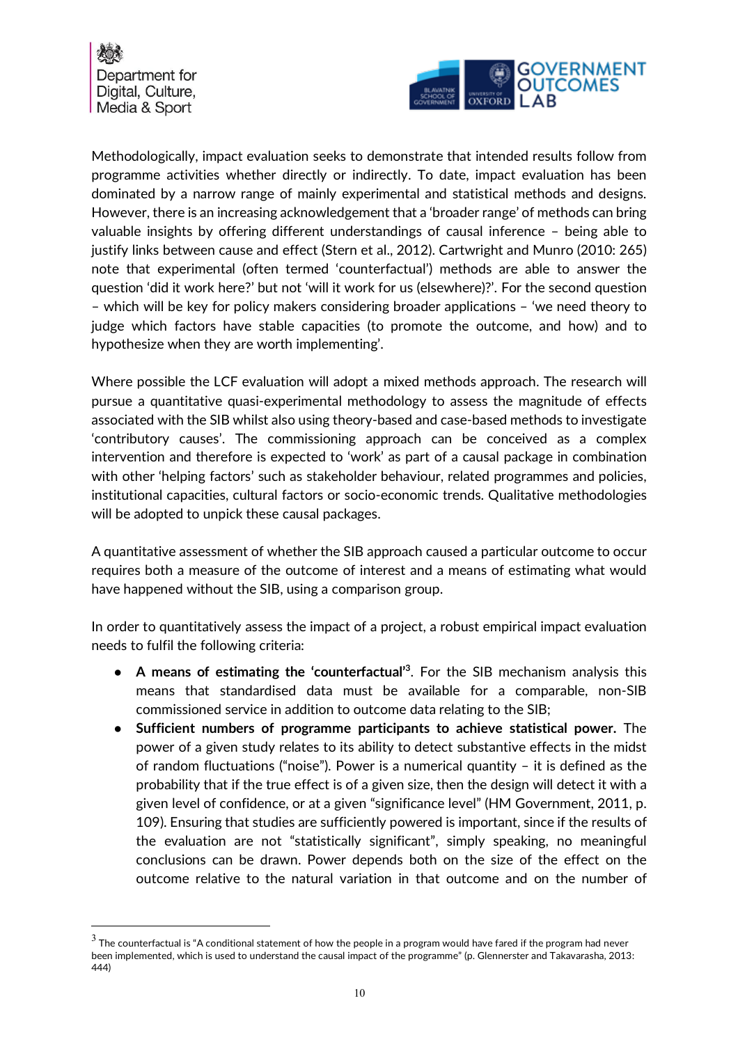Methodologically, impact evaluation seeks to demonstrate that intended results follow from programme activities whether directly or indirectly. To date, impact evaluation has been dominated by a narrow range of mainly experimental and statistical methods and designs. However, there is an increasing acknowledgement that a 'broader range' of methods can bring valuable insights by offering different understandings of causal inference – being able to justify links between cause and effect (Stern et al., 2012). Cartwright and Munro (2010: 265) note that experimental (often termed 'counterfactual') methods are able to answer the question 'did it work here?' but not 'will it work for us (elsewhere)?'. For the second question – which will be key for policy makers considering broader applications – 'we need theory to judge which factors have stable capacities (to promote the outcome, and how) and to hypothesize when they are worth implementing'.

Where possible the LCF evaluation will adopt a mixed methods approach. The research will pursue a quantitative quasi-experimental methodology to assess the magnitude of effects associated with the SIB whilst also using theory-based and case-based methods to investigate 'contributory causes'. The commissioning approach can be conceived as a complex intervention and therefore is expected to 'work' as part of a causal package in combination with other 'helping factors' such as stakeholder behaviour, related programmes and policies, institutional capacities, cultural factors or socio-economic trends. Qualitative methodologies will be adopted to unpick these causal packages.

A quantitative assessment of whether the SIB approach caused a particular outcome to occur requires both a measure of the outcome of interest and a means of estimating what would have happened without the SIB, using a comparison group.

In order to quantitatively assess the impact of a project, a robust empirical impact evaluation needs to fulfil the following criteria:

- **A means of estimating the 'counterfactual'[3]**. For the SIB mechanism analysis this means that standardised data must be available for a comparable, non-SIB commissioned service in addition to outcome data relating to the SIB;
- **Sufficient numbers of programme participants to achieve statistical power.** The power of a given study relates to its ability to detect substantive effects in the midst of random fluctuations ("noise"). Power is a numerical quantity – it is defined as the probability that if the true effect is of a given size, then the design will detect it with a given level of confidence, or at a given "significance level" (HM Government, 2011, p. 109). Ensuring that studies are sufficiently powered is important, since if the results of the evaluation are not "statistically significant", simply speaking, no meaningful conclusions can be drawn. Power depends both on the size of the effect on the outcome relative to the natural variation in that outcome and on the number of

[3] The counterfactual is "A conditional statement of how the people in a program would have fared if the program had never been implemented, which is used to understand the causal impact of the programme" (p. Glennerster and Takavarasha, 2013: 444)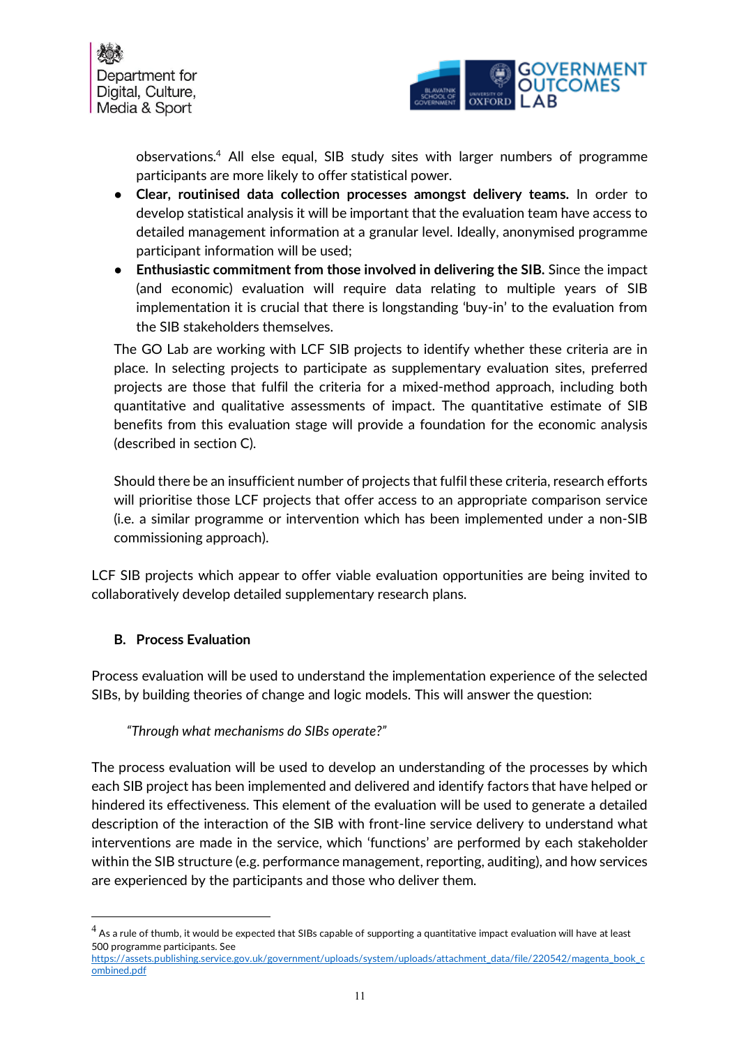observations.[4] All else equal, SIB study sites with larger numbers of programme participants are more likely to offer statistical power.

- **Clear, routinised data collection processes amongst delivery teams.** In order to develop statistical analysis it will be important that the evaluation team have access to detailed management information at a granular level. Ideally, anonymised programme participant information will be used;
- **Enthusiastic commitment from those involved in delivering the SIB.** Since the impact (and economic) evaluation will require data relating to multiple years of SIB implementation it is crucial that there is longstanding 'buy-in' to the evaluation from the SIB stakeholders themselves.

The GO Lab are working with LCF SIB projects to identify whether these criteria are in place. In selecting projects to participate as supplementary evaluation sites, preferred projects are those that fulfil the criteria for a mixed-method approach, including both quantitative and qualitative assessments of impact. The quantitative estimate of SIB benefits from this evaluation stage will provide a foundation for the economic analysis (described in section C).

Should there be an insufficient number of projects that fulfil these criteria, research efforts will prioritise those LCF projects that offer access to an appropriate comparison service (i.e. a similar programme or intervention which has been implemented under a non-SIB commissioning approach).

LCF SIB projects which appear to offer viable evaluation opportunities are being invited to collaboratively develop detailed supplementary research plans.

### B. Process Evaluation

Process evaluation will be used to understand the implementation experience of the selected SIBs, by building theories of change and logic models. This will answer the question:

*"Through what mechanisms do SIBs operate?"*

The process evaluation will be used to develop an understanding of the processes by which each SIB project has been implemented and delivered and identify factors that have helped or hindered its effectiveness. This element of the evaluation will be used to generate a detailed description of the interaction of the SIB with front-line service delivery to understand what interventions are made in the service, which 'functions' are performed by each stakeholder within the SIB structure (e.g. performance management, reporting, auditing), and how services are experienced by the participants and those who deliver them.

---

[4] As a rule of thumb, it would be expected that SIBs capable of supporting a quantitative impact evaluation will have at least 500 programme participants. See https://assets.publishing.service.gov.uk/government/uploads/system/uploads/attachment_data/file/220542/magenta_book_combined.pdf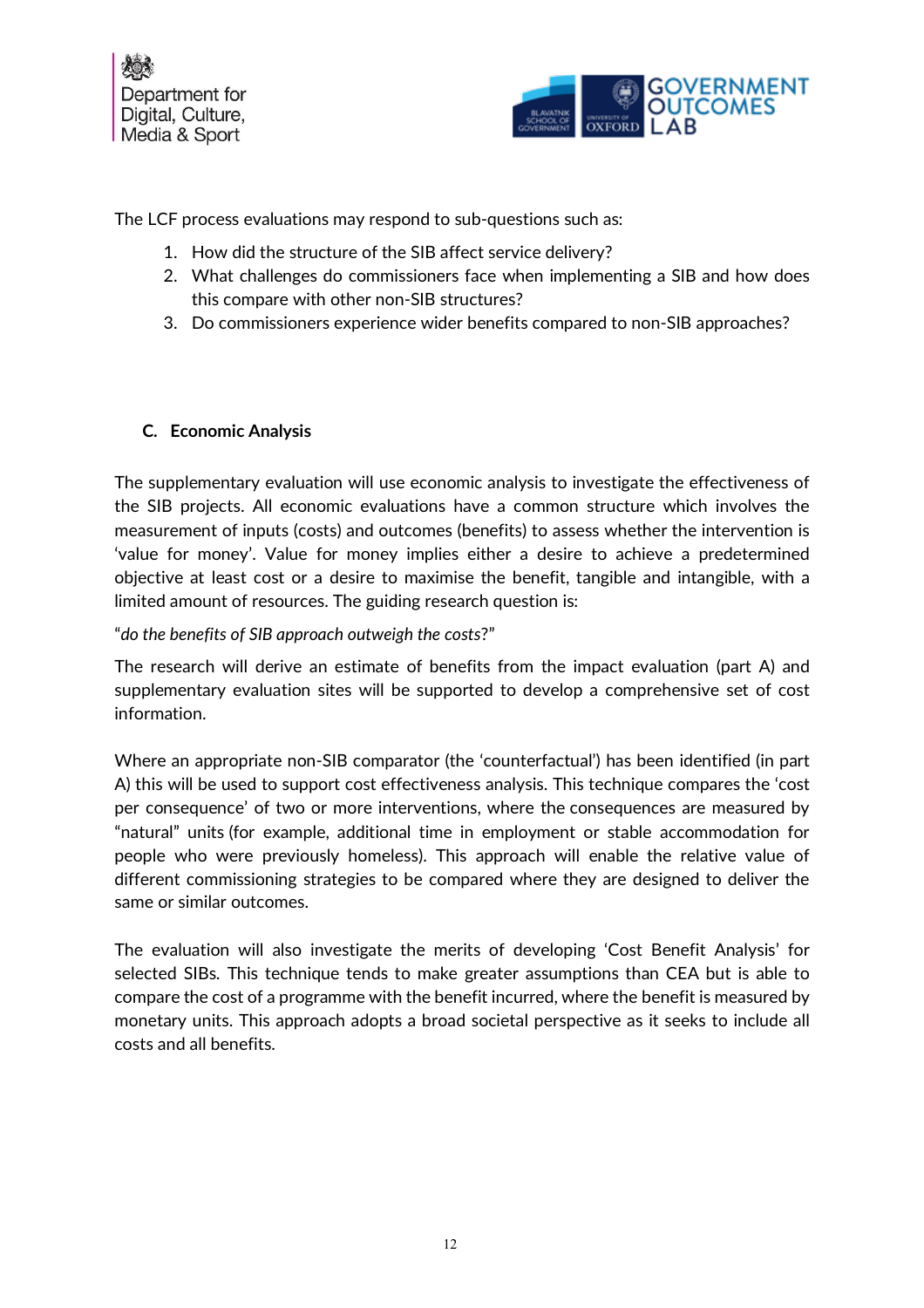The LCF process evaluations may respond to sub-questions such as:

1. How did the structure of the SIB affect service delivery?
2. What challenges do commissioners face when implementing a SIB and how does this compare with other non-SIB structures?
3. Do commissioners experience wider benefits compared to non-SIB approaches?

### C. Economic Analysis

The supplementary evaluation will use economic analysis to investigate the effectiveness of the SIB projects. All economic evaluations have a common structure which involves the measurement of inputs (costs) and outcomes (benefits) to assess whether the intervention is 'value for money'. Value for money implies either a desire to achieve a predetermined objective at least cost or a desire to maximise the benefit, tangible and intangible, with a limited amount of resources. The guiding research question is:

"*do the benefits of SIB approach outweigh the costs*?"

The research will derive an estimate of benefits from the impact evaluation (part A) and supplementary evaluation sites will be supported to develop a comprehensive set of cost information.

Where an appropriate non-SIB comparator (the 'counterfactual') has been identified (in part A) this will be used to support cost effectiveness analysis. This technique compares the 'cost per consequence' of two or more interventions, where the consequences are measured by "natural" units (for example, additional time in employment or stable accommodation for people who were previously homeless). This approach will enable the relative value of different commissioning strategies to be compared where they are designed to deliver the same or similar outcomes.

The evaluation will also investigate the merits of developing 'Cost Benefit Analysis' for selected SIBs. This technique tends to make greater assumptions than CEA but is able to compare the cost of a programme with the benefit incurred, where the benefit is measured by monetary units. This approach adopts a broad societal perspective as it seeks to include all costs and all benefits.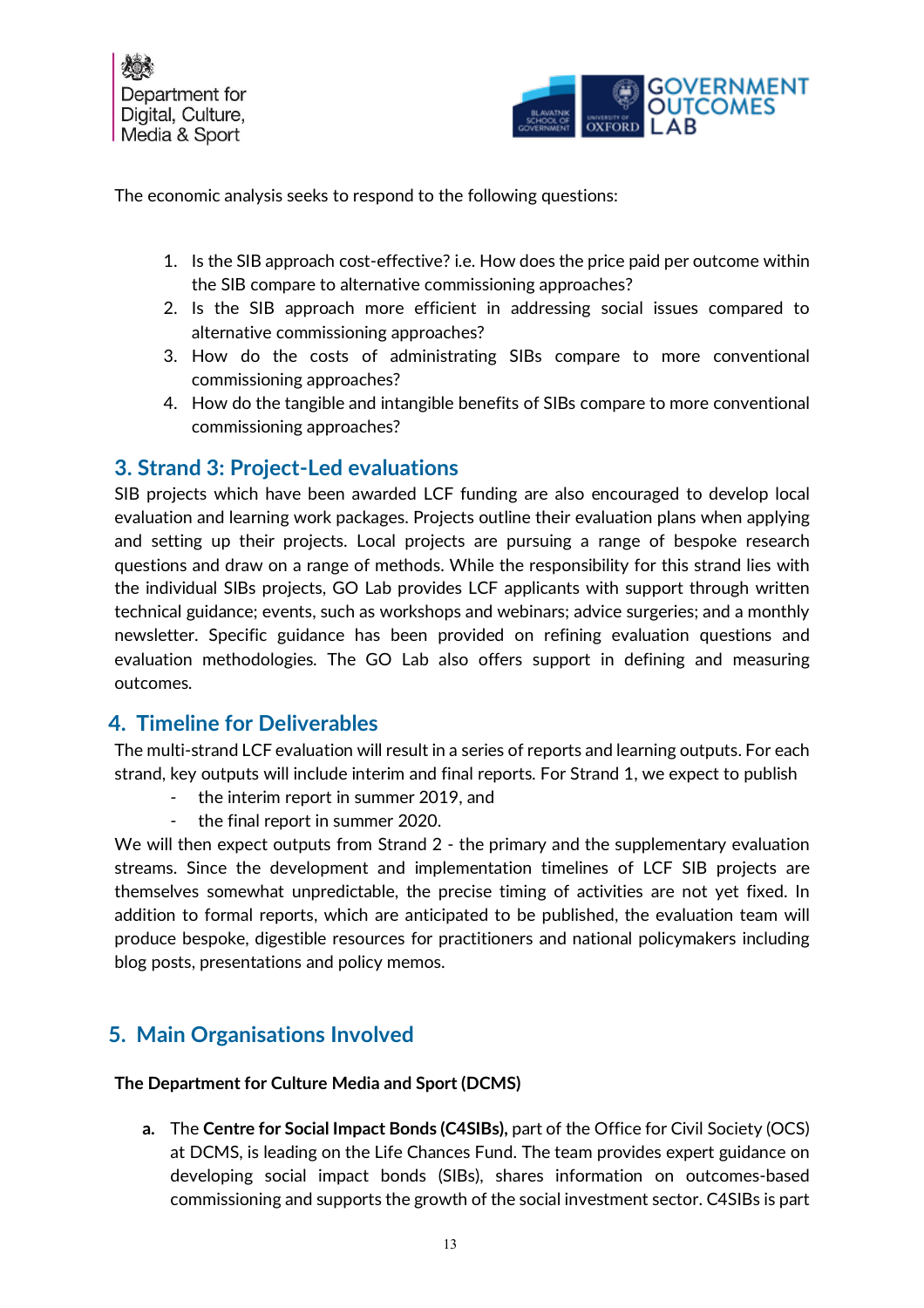The economic analysis seeks to respond to the following questions:

1. Is the SIB approach cost-effective? i.e. How does the price paid per outcome within the SIB compare to alternative commissioning approaches?
2. Is the SIB approach more efficient in addressing social issues compared to alternative commissioning approaches?
3. How do the costs of administrating SIBs compare to more conventional commissioning approaches?
4. How do the tangible and intangible benefits of SIBs compare to more conventional commissioning approaches?

## 3. Strand 3: Project-Led evaluations

SIB projects which have been awarded LCF funding are also encouraged to develop local evaluation and learning work packages. Projects outline their evaluation plans when applying and setting up their projects. Local projects are pursuing a range of bespoke research questions and draw on a range of methods. While the responsibility for this strand lies with the individual SIBs projects, GO Lab provides LCF applicants with support through written technical guidance; events, such as workshops and webinars; advice surgeries; and a monthly newsletter. Specific guidance has been provided on refining evaluation questions and evaluation methodologies. The GO Lab also offers support in defining and measuring outcomes.

## 4. Timeline for Deliverables

The multi-strand LCF evaluation will result in a series of reports and learning outputs. For each strand, key outputs will include interim and final reports. For Strand 1, we expect to publish

- the interim report in summer 2019, and
- the final report in summer 2020.

We will then expect outputs from Strand 2 - the primary and the supplementary evaluation streams. Since the development and implementation timelines of LCF SIB projects are themselves somewhat unpredictable, the precise timing of activities are not yet fixed. In addition to formal reports, which are anticipated to be published, the evaluation team will produce bespoke, digestible resources for practitioners and national policymakers including blog posts, presentations and policy memos.

## 5. Main Organisations Involved

**The Department for Culture Media and Sport (DCMS)**

a. The **Centre for Social Impact Bonds (C4SIBs),** part of the Office for Civil Society (OCS) at DCMS, is leading on the Life Chances Fund. The team provides expert guidance on developing social impact bonds (SIBs), shares information on outcomes-based commissioning and supports the growth of the social investment sector. C4SIBs is part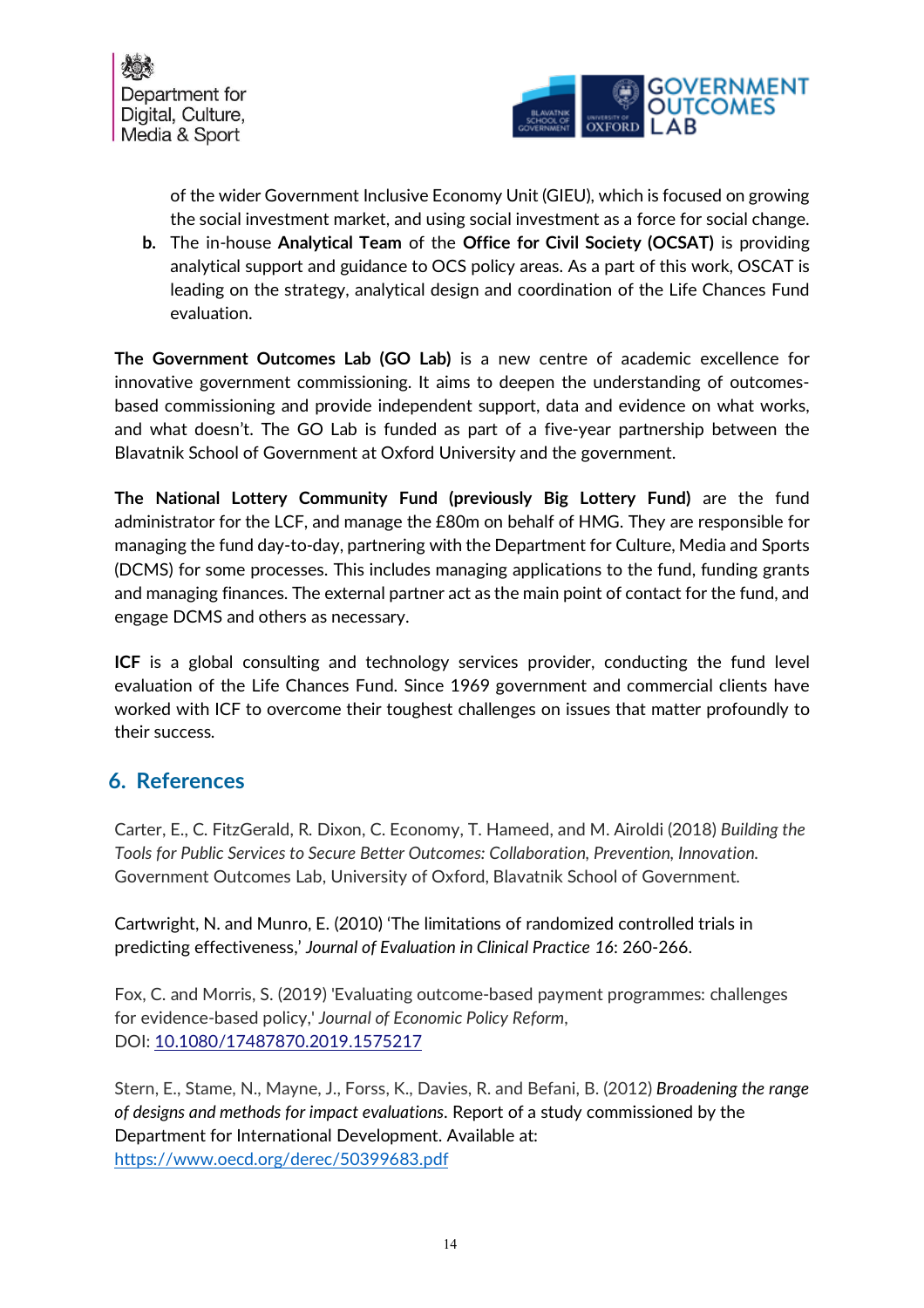of the wider Government Inclusive Economy Unit (GIEU), which is focused on growing the social investment market, and using social investment as a force for social change.

b. The in-house **Analytical Team** of the **Office for Civil Society (OCSAT)** is providing analytical support and guidance to OCS policy areas. As a part of this work, OSCAT is leading on the strategy, analytical design and coordination of the Life Chances Fund evaluation.

**The Government Outcomes Lab (GO Lab)** is a new centre of academic excellence for innovative government commissioning. It aims to deepen the understanding of outcomes-based commissioning and provide independent support, data and evidence on what works, and what doesn't. The GO Lab is funded as part of a five-year partnership between the Blavatnik School of Government at Oxford University and the government.

**The National Lottery Community Fund (previously Big Lottery Fund)** are the fund administrator for the LCF, and manage the £80m on behalf of HMG. They are responsible for managing the fund day-to-day, partnering with the Department for Culture, Media and Sports (DCMS) for some processes. This includes managing applications to the fund, funding grants and managing finances. The external partner act as the main point of contact for the fund, and engage DCMS and others as necessary.

**ICF** is a global consulting and technology services provider, conducting the fund level evaluation of the Life Chances Fund. Since 1969 government and commercial clients have worked with ICF to overcome their toughest challenges on issues that matter profoundly to their success.

## 6. References

Carter, E., C. FitzGerald, R. Dixon, C. Economy, T. Hameed, and M. Airoldi (2018) *Building the Tools for Public Services to Secure Better Outcomes: Collaboration, Prevention, Innovation.* Government Outcomes Lab, University of Oxford, Blavatnik School of Government.

Cartwright, N. and Munro, E. (2010) 'The limitations of randomized controlled trials in predicting effectiveness,' *Journal of Evaluation in Clinical Practice 16*: 260-266.

Fox, C. and Morris, S. (2019) 'Evaluating outcome-based payment programmes: challenges for evidence-based policy,' *Journal of Economic Policy Reform*, DOI: 10.1080/17487870.2019.1575217

Stern, E., Stame, N., Mayne, J., Forss, K., Davies, R. and Befani, B. (2012) *Broadening the range of designs and methods for impact evaluations*. Report of a study commissioned by the Department for International Development. Available at: https://www.oecd.org/derec/50399683.pdf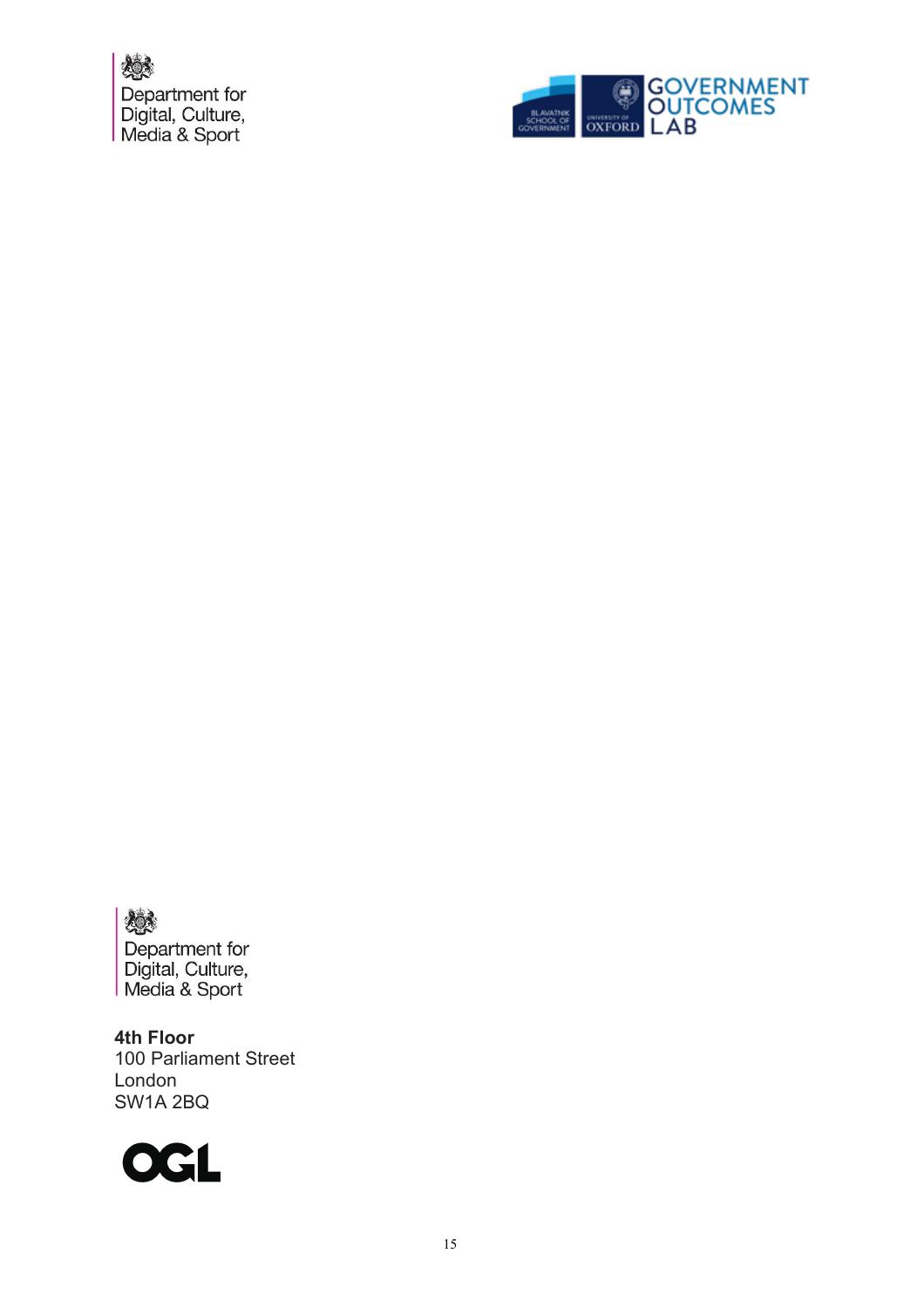Department for Digital, Culture, Media & Sport

GOVERNMENT OUTCOMES LAB

Department for Digital, Culture, Media & Sport

**4th Floor**
100 Parliament Street
London
SW1A 2BQ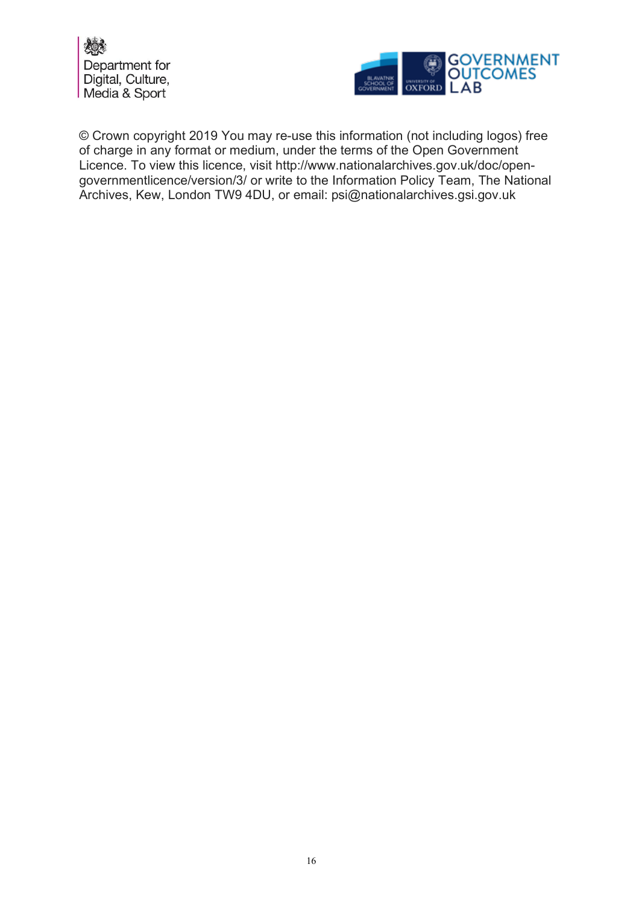Department for Digital, Culture, Media & Sport

GOVERNMENT OUTCOMES LAB

© Crown copyright 2019 You may re-use this information (not including logos) free of charge in any format or medium, under the terms of the Open Government Licence. To view this licence, visit http://www.nationalarchives.gov.uk/doc/open-governmentlicence/version/3/ or write to the Information Policy Team, The National Archives, Kew, London TW9 4DU, or email: psi@nationalarchives.gsi.gov.uk